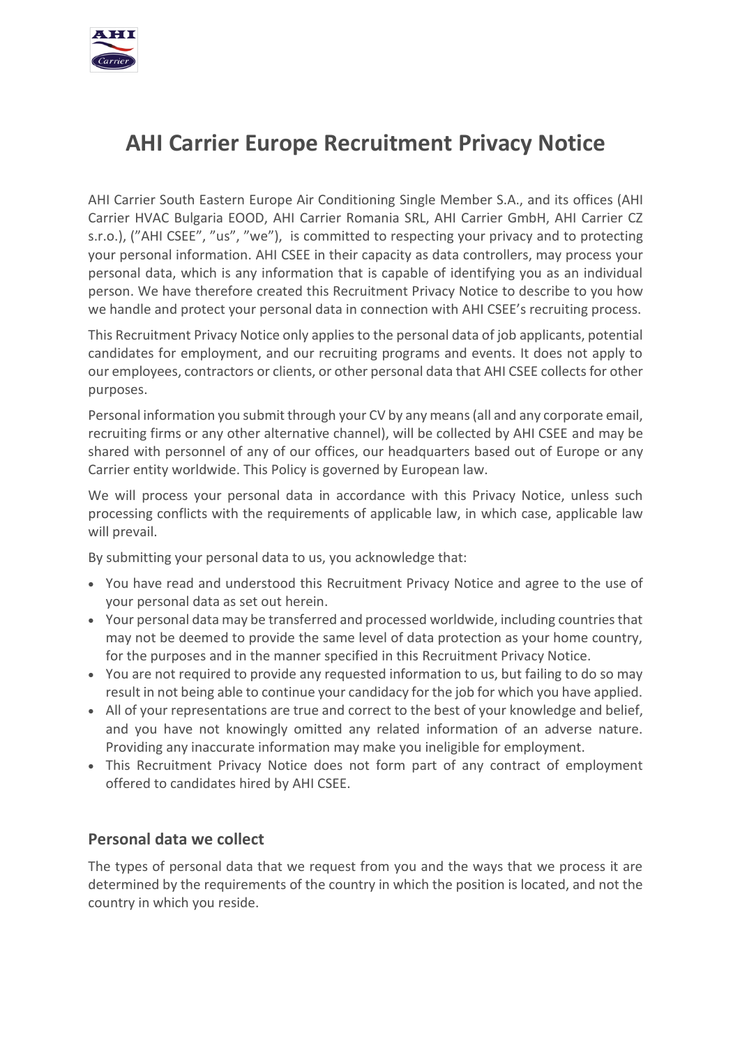# AHI Carrier Europe Recruitment Privacy Notice

AHI Carrier South Eastern Europe Air Conditioning Single Member S.A., and its offices (AHI Carrier HVAC Bulgaria EOOD, AHI Carrier Romania SRL, AHI Carrier GmbH, AHI Carrier CZ s.r.o.), (”AHI CSEE”, ”us”, ”we”), is committed to respecting your privacy and to protecting your personal information. AHI CSEE in their capacity as data controllers, may process your personal data, which is any information that is capable of identifying you as an individual person. We have therefore created this Recruitment Privacy Notice to describe to you how we handle and protect your personal data in connection with AHI CSEE's recruiting process.

This Recruitment Privacy Notice only applies to the personal data of job applicants, potential candidates for employment, and our recruiting programs and events. It does not apply to our employees, contractors or clients, or other personal data that AHI CSEE collects for other purposes.

Personal information you submit through your CV by any means (all and any corporate email, recruiting firms or any other alternative channel), will be collected by AHI CSEE and may be shared with personnel of any of our offices, our headquarters based out of Europe or any Carrier entity worldwide. This Policy is governed by European law.

We will process your personal data in accordance with this Privacy Notice, unless such processing conflicts with the requirements of applicable law, in which case, applicable law will prevail.

By submitting your personal data to us, you acknowledge that:

- You have read and understood this Recruitment Privacy Notice and agree to the use of your personal data as set out herein.
- Your personal data may be transferred and processed worldwide, including countries that may not be deemed to provide the same level of data protection as your home country, for the purposes and in the manner specified in this Recruitment Privacy Notice.
- You are not required to provide any requested information to us, but failing to do so may result in not being able to continue your candidacy for the job for which you have applied.
- All of your representations are true and correct to the best of your knowledge and belief, and you have not knowingly omitted any related information of an adverse nature. Providing any inaccurate information may make you ineligible for employment.
- This Recruitment Privacy Notice does not form part of any contract of employment offered to candidates hired by AHI CSEE.

## Personal data we collect

The types of personal data that we request from you and the ways that we process it are determined by the requirements of the country in which the position is located, and not the country in which you reside.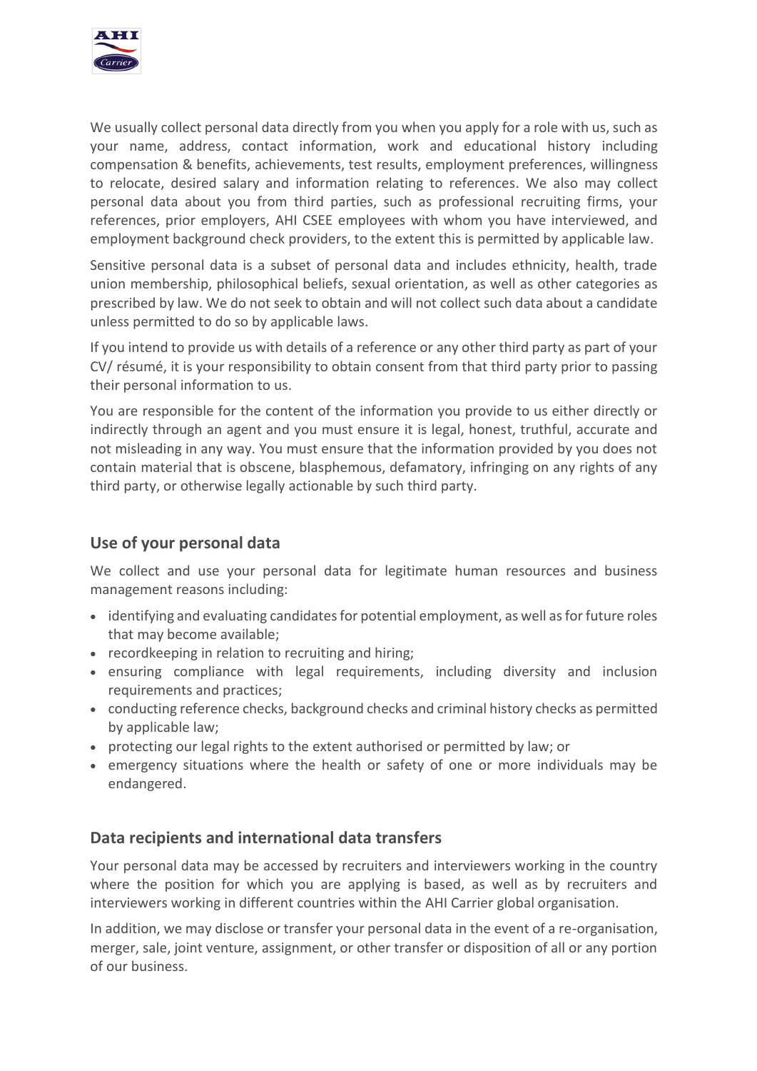We usually collect personal data directly from you when you apply for a role with us, such as your name, address, contact information, work and educational history including compensation & benefits, achievements, test results, employment preferences, willingness to relocate, desired salary and information relating to references. We also may collect personal data about you from third parties, such as professional recruiting firms, your references, prior employers, AHI CSEE employees with whom you have interviewed, and employment background check providers, to the extent this is permitted by applicable law.

Sensitive personal data is a subset of personal data and includes ethnicity, health, trade union membership, philosophical beliefs, sexual orientation, as well as other categories as prescribed by law. We do not seek to obtain and will not collect such data about a candidate unless permitted to do so by applicable laws.

If you intend to provide us with details of a reference or any other third party as part of your CV/ résumé, it is your responsibility to obtain consent from that third party prior to passing their personal information to us.

You are responsible for the content of the information you provide to us either directly or indirectly through an agent and you must ensure it is legal, honest, truthful, accurate and not misleading in any way. You must ensure that the information provided by you does not contain material that is obscene, blasphemous, defamatory, infringing on any rights of any third party, or otherwise legally actionable by such third party.

## Use of your personal data

We collect and use your personal data for legitimate human resources and business management reasons including:

- identifying and evaluating candidates for potential employment, as well as for future roles that may become available;
- recordkeeping in relation to recruiting and hiring;
- ensuring compliance with legal requirements, including diversity and inclusion requirements and practices;
- conducting reference checks, background checks and criminal history checks as permitted by applicable law;
- protecting our legal rights to the extent authorised or permitted by law; or
- emergency situations where the health or safety of one or more individuals may be endangered.

## Data recipients and international data transfers

Your personal data may be accessed by recruiters and interviewers working in the country where the position for which you are applying is based, as well as by recruiters and interviewers working in different countries within the AHI Carrier global organisation.

In addition, we may disclose or transfer your personal data in the event of a re-organisation, merger, sale, joint venture, assignment, or other transfer or disposition of all or any portion of our business.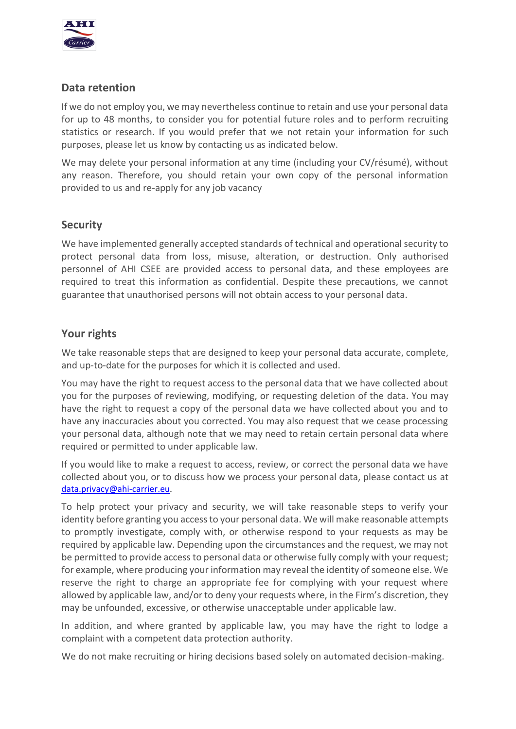## Data retention

If we do not employ you, we may nevertheless continue to retain and use your personal data for up to 48 months, to consider you for potential future roles and to perform recruiting statistics or research. If you would prefer that we not retain your information for such purposes, please let us know by contacting us as indicated below.

We may delete your personal information at any time (including your CV/résumé), without any reason. Therefore, you should retain your own copy of the personal information provided to us and re-apply for any job vacancy

## Security

We have implemented generally accepted standards of technical and operational security to protect personal data from loss, misuse, alteration, or destruction. Only authorised personnel of AHI CSEE are provided access to personal data, and these employees are required to treat this information as confidential. Despite these precautions, we cannot guarantee that unauthorised persons will not obtain access to your personal data.

## Your rights

We take reasonable steps that are designed to keep your personal data accurate, complete, and up-to-date for the purposes for which it is collected and used.

You may have the right to request access to the personal data that we have collected about you for the purposes of reviewing, modifying, or requesting deletion of the data. You may have the right to request a copy of the personal data we have collected about you and to have any inaccuracies about you corrected. You may also request that we cease processing your personal data, although note that we may need to retain certain personal data where required or permitted to under applicable law.

If you would like to make a request to access, review, or correct the personal data we have collected about you, or to discuss how we process your personal data, please contact us at data.privacy@ahi-carrier.eu.

To help protect your privacy and security, we will take reasonable steps to verify your identity before granting you access to your personal data. We will make reasonable attempts to promptly investigate, comply with, or otherwise respond to your requests as may be required by applicable law. Depending upon the circumstances and the request, we may not be permitted to provide access to personal data or otherwise fully comply with your request; for example, where producing your information may reveal the identity of someone else. We reserve the right to charge an appropriate fee for complying with your request where allowed by applicable law, and/or to deny your requests where, in the Firm's discretion, they may be unfounded, excessive, or otherwise unacceptable under applicable law.

In addition, and where granted by applicable law, you may have the right to lodge a complaint with a competent data protection authority.

We do not make recruiting or hiring decisions based solely on automated decision-making.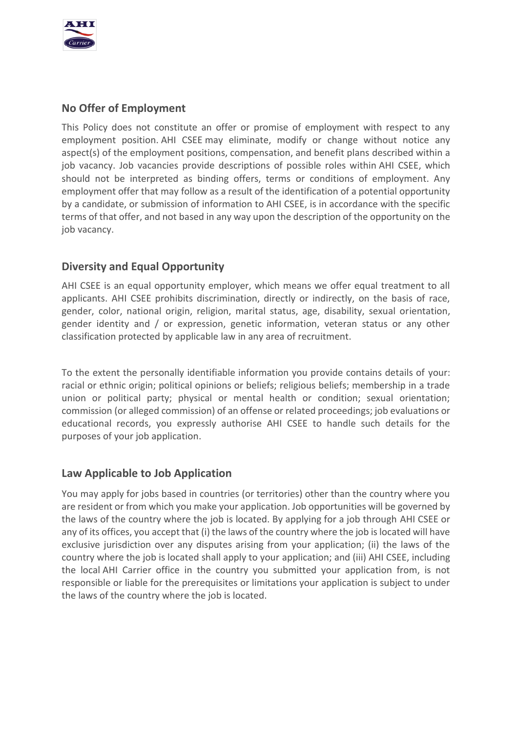## No Offer of Employment

This Policy does not constitute an offer or promise of employment with respect to any employment position. AHI CSEE may eliminate, modify or change without notice any aspect(s) of the employment positions, compensation, and benefit plans described within a job vacancy. Job vacancies provide descriptions of possible roles within AHI CSEE, which should not be interpreted as binding offers, terms or conditions of employment. Any employment offer that may follow as a result of the identification of a potential opportunity by a candidate, or submission of information to AHI CSEE, is in accordance with the specific terms of that offer, and not based in any way upon the description of the opportunity on the job vacancy.

## Diversity and Equal Opportunity

AHI CSEE is an equal opportunity employer, which means we offer equal treatment to all applicants. AHI CSEE prohibits discrimination, directly or indirectly, on the basis of race, gender, color, national origin, religion, marital status, age, disability, sexual orientation, gender identity and / or expression, genetic information, veteran status or any other classification protected by applicable law in any area of recruitment.

To the extent the personally identifiable information you provide contains details of your: racial or ethnic origin; political opinions or beliefs; religious beliefs; membership in a trade union or political party; physical or mental health or condition; sexual orientation; commission (or alleged commission) of an offense or related proceedings; job evaluations or educational records, you expressly authorise AHI CSEE to handle such details for the purposes of your job application.

## Law Applicable to Job Application

You may apply for jobs based in countries (or territories) other than the country where you are resident or from which you make your application. Job opportunities will be governed by the laws of the country where the job is located. By applying for a job through AHI CSEE or any of its offices, you accept that (i) the laws of the country where the job is located will have exclusive jurisdiction over any disputes arising from your application; (ii) the laws of the country where the job is located shall apply to your application; and (iii) AHI CSEE, including the local AHI Carrier office in the country you submitted your application from, is not responsible or liable for the prerequisites or limitations your application is subject to under the laws of the country where the job is located.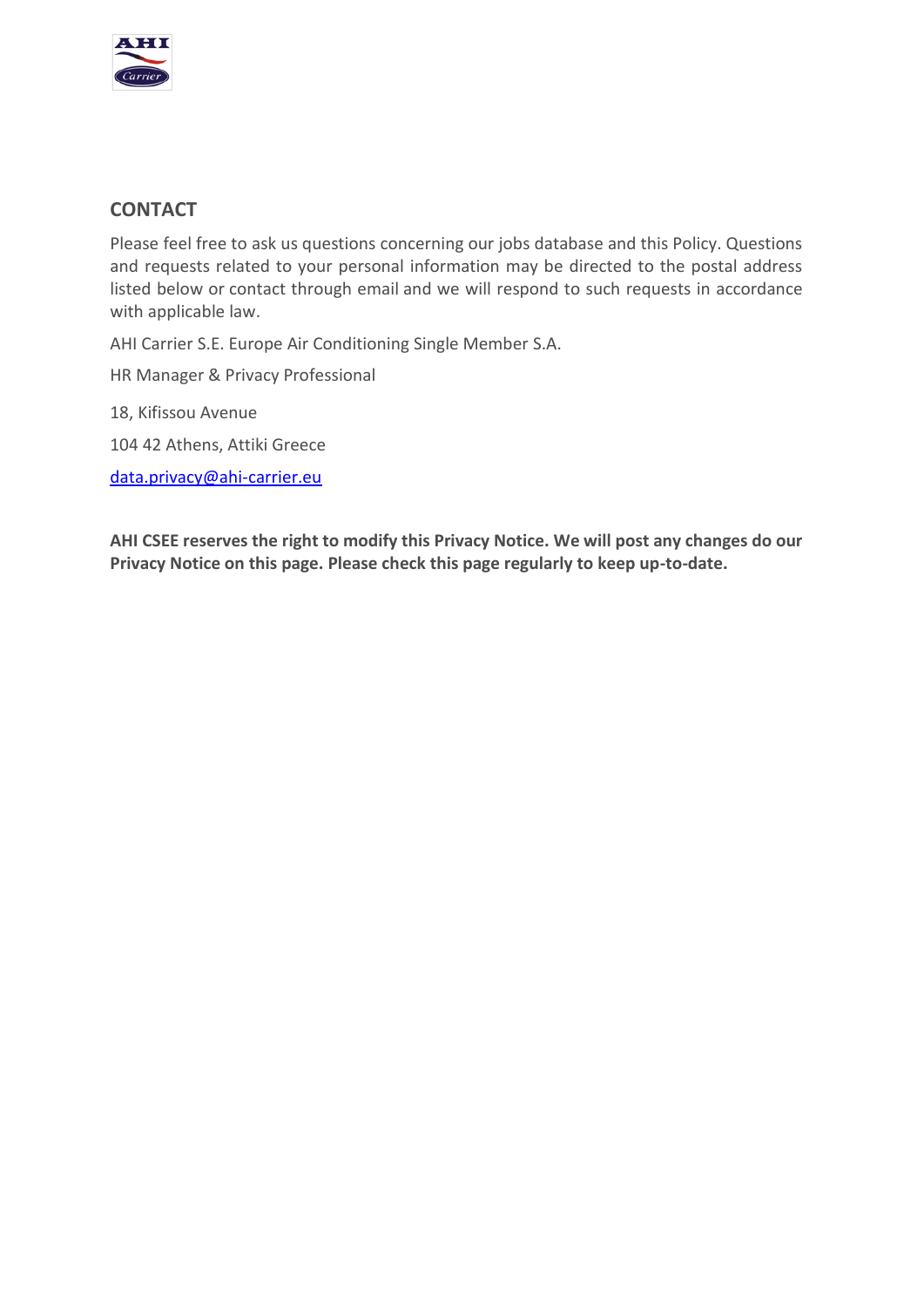## CONTACT

Please feel free to ask us questions concerning our jobs database and this Policy. Questions and requests related to your personal information may be directed to the postal address listed below or contact through email and we will respond to such requests in accordance with applicable law.

AHI Carrier S.E. Europe Air Conditioning Single Member S.A.

HR Manager & Privacy Professional

18, Kifissou Avenue

104 42 Athens, Attiki Greece

data.privacy@ahi-carrier.eu

**AHI CSEE reserves the right to modify this Privacy Notice. We will post any changes do our Privacy Notice on this page. Please check this page regularly to keep up-to-date.**